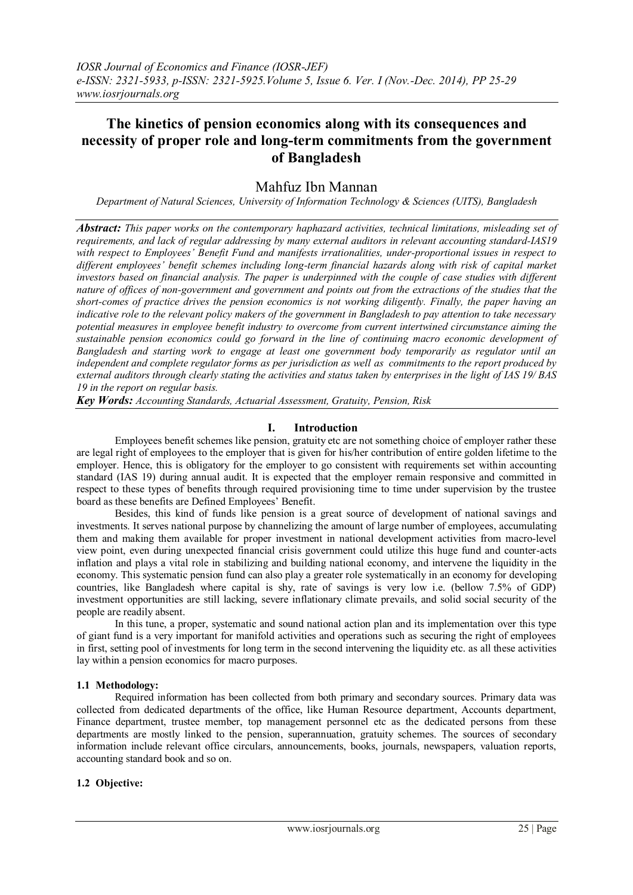# The kinetics of pension economics along with its consequences and necessity of proper role and long-term commitments from the government of Bangladesh

## Mahfuz Ibn Mannan

*Department of Natural Sciences, University of Information Technology & Sciences (UITS), Bangladesh*

***Abstract:*** ***This paper works on the contemporary haphazard activities, technical limitations, misleading set of requirements, and lack of regular addressing by many external auditors in relevant accounting standard-IAS19 with respect to Employees' Benefit Fund and manifests irrationalities, under-proportional issues in respect to different employees' benefit schemes including long-term financial hazards along with risk of capital market investors based on financial analysis. The paper is underpinned with the couple of case studies with different nature of offices of non-government and government and points out from the extractions of the studies that the short-comes of practice drives the pension economics is not working diligently. Finally, the paper having an indicative role to the relevant policy makers of the government in Bangladesh to pay attention to take necessary potential measures in employee benefit industry to overcome from current intertwined circumstance aiming the sustainable pension economics could go forward in the line of continuing macro economic development of Bangladesh and starting work to engage at least one government body temporarily as regulator until an independent and complete regulator forms as per jurisdiction as well as commitments to the report produced by external auditors through clearly stating the activities and status taken by enterprises in the light of IAS 19/ BAS 19 in the report on regular basis.***

***Key Words:*** *Accounting Standards, Actuarial Assessment, Gratuity, Pension, Risk*

## I. Introduction

Employees benefit schemes like pension, gratuity etc are not something choice of employer rather these are legal right of employees to the employer that is given for his/her contribution of entire golden lifetime to the employer. Hence, this is obligatory for the employer to go consistent with requirements set within accounting standard (IAS 19) during annual audit. It is expected that the employer remain responsive and committed in respect to these types of benefits through required provisioning time to time under supervision by the trustee board as these benefits are Defined Employees' Benefit.

Besides, this kind of funds like pension is a great source of development of national savings and investments. It serves national purpose by channelizing the amount of large number of employees, accumulating them and making them available for proper investment in national development activities from macro-level view point, even during unexpected financial crisis government could utilize this huge fund and counter-acts inflation and plays a vital role in stabilizing and building national economy, and intervene the liquidity in the economy. This systematic pension fund can also play a greater role systematically in an economy for developing countries, like Bangladesh where capital is shy, rate of savings is very low i.e. (bellow 7.5% of GDP) investment opportunities are still lacking, severe inflationary climate prevails, and solid social security of the people are readily absent.

In this tune, a proper, systematic and sound national action plan and its implementation over this type of giant fund is a very important for manifold activities and operations such as securing the right of employees in first, setting pool of investments for long term in the second intervening the liquidity etc. as all these activities lay within a pension economics for macro purposes.

### 1.1 Methodology:

Required information has been collected from both primary and secondary sources. Primary data was collected from dedicated departments of the office, like Human Resource department, Accounts department, Finance department, trustee member, top management personnel etc as the dedicated persons from these departments are mostly linked to the pension, superannuation, gratuity schemes. The sources of secondary information include relevant office circulars, announcements, books, journals, newspapers, valuation reports, accounting standard book and so on.

### 1.2 Objective: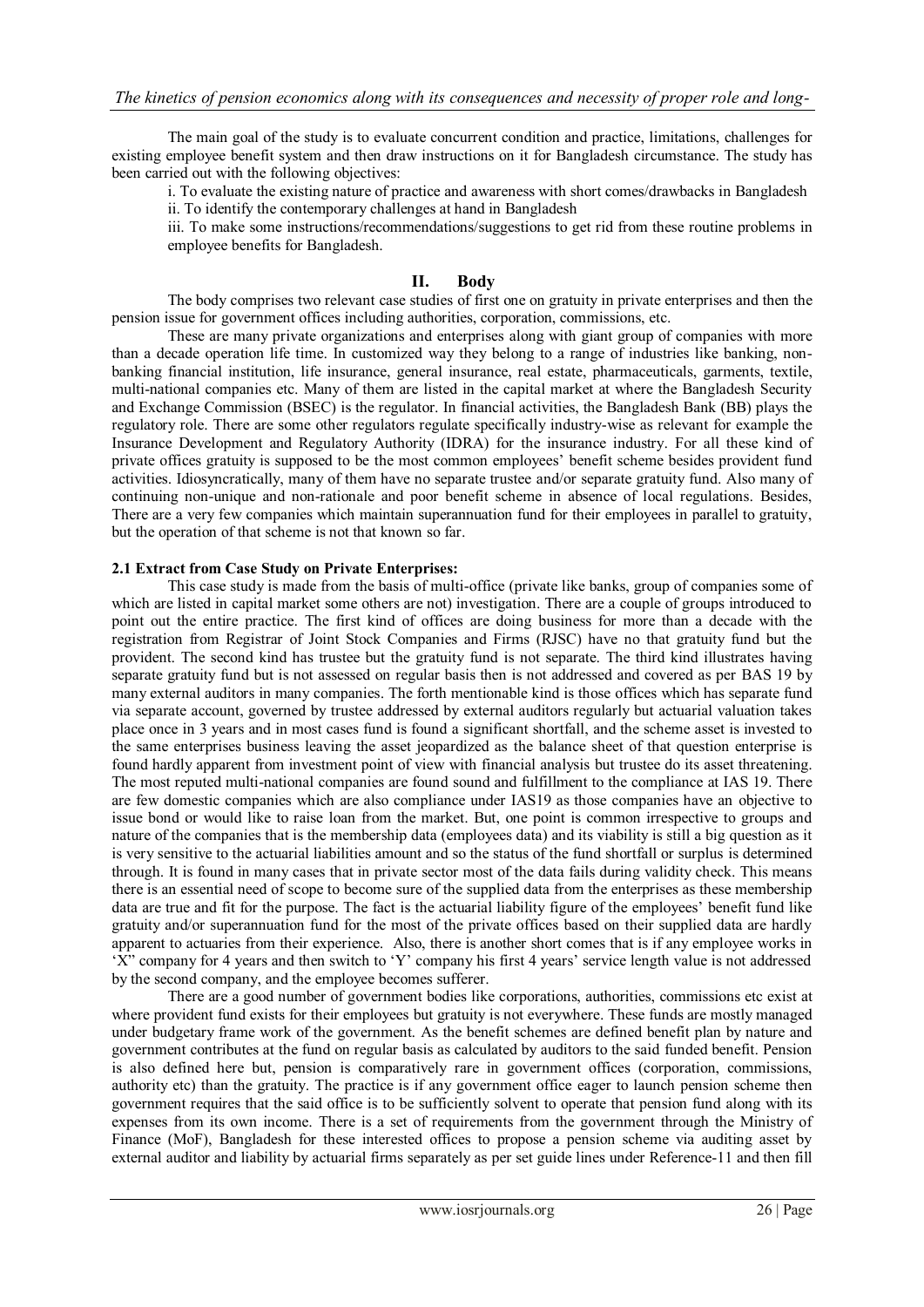The main goal of the study is to evaluate concurrent condition and practice, limitations, challenges for existing employee benefit system and then draw instructions on it for Bangladesh circumstance. The study has been carried out with the following objectives:

i. To evaluate the existing nature of practice and awareness with short comes/drawbacks in Bangladesh

ii. To identify the contemporary challenges at hand in Bangladesh

iii. To make some instructions/recommendations/suggestions to get rid from these routine problems in employee benefits for Bangladesh.

## II. Body

The body comprises two relevant case studies of first one on gratuity in private enterprises and then the pension issue for government offices including authorities, corporation, commissions, etc.

These are many private organizations and enterprises along with giant group of companies with more than a decade operation life time. In customized way they belong to a range of industries like banking, non-banking financial institution, life insurance, general insurance, real estate, pharmaceuticals, garments, textile, multi-national companies etc. Many of them are listed in the capital market at where the Bangladesh Security and Exchange Commission (BSEC) is the regulator. In financial activities, the Bangladesh Bank (BB) plays the regulatory role. There are some other regulators regulate specifically industry-wise as relevant for example the Insurance Development and Regulatory Authority (IDRA) for the insurance industry. For all these kind of private offices gratuity is supposed to be the most common employees' benefit scheme besides provident fund activities. Idiosyncratically, many of them have no separate trustee and/or separate gratuity fund. Also many of continuing non-unique and non-rationale and poor benefit scheme in absence of local regulations. Besides, There are a very few companies which maintain superannuation fund for their employees in parallel to gratuity, but the operation of that scheme is not that known so far.

### 2.1 Extract from Case Study on Private Enterprises:

This case study is made from the basis of multi-office (private like banks, group of companies some of which are listed in capital market some others are not) investigation. There are a couple of groups introduced to point out the entire practice. The first kind of offices are doing business for more than a decade with the registration from Registrar of Joint Stock Companies and Firms (RJSC) have no that gratuity fund but the provident. The second kind has trustee but the gratuity fund is not separate. The third kind illustrates having separate gratuity fund but is not assessed on regular basis then is not addressed and covered as per BAS 19 by many external auditors in many companies. The forth mentionable kind is those offices which has separate fund via separate account, governed by trustee addressed by external auditors regularly but actuarial valuation takes place once in 3 years and in most cases fund is found a significant shortfall, and the scheme asset is invested to the same enterprises business leaving the asset jeopardized as the balance sheet of that question enterprise is found hardly apparent from investment point of view with financial analysis but trustee do its asset threatening. The most reputed multi-national companies are found sound and fulfillment to the compliance at IAS 19. There are few domestic companies which are also compliance under IAS19 as those companies have an objective to issue bond or would like to raise loan from the market. But, one point is common irrespective to groups and nature of the companies that is the membership data (employees data) and its viability is still a big question as it is very sensitive to the actuarial liabilities amount and so the status of the fund shortfall or surplus is determined through. It is found in many cases that in private sector most of the data fails during validity check. This means there is an essential need of scope to become sure of the supplied data from the enterprises as these membership data are true and fit for the purpose. The fact is the actuarial liability figure of the employees' benefit fund like gratuity and/or superannuation fund for the most of the private offices based on their supplied data are hardly apparent to actuaries from their experience. Also, there is another short comes that is if any employee works in 'X" company for 4 years and then switch to 'Y' company his first 4 years' service length value is not addressed by the second company, and the employee becomes sufferer.

There are a good number of government bodies like corporations, authorities, commissions etc exist at where provident fund exists for their employees but gratuity is not everywhere. These funds are mostly managed under budgetary frame work of the government. As the benefit schemes are defined benefit plan by nature and government contributes at the fund on regular basis as calculated by auditors to the said funded benefit. Pension is also defined here but, pension is comparatively rare in government offices (corporation, commissions, authority etc) than the gratuity. The practice is if any government office eager to launch pension scheme then government requires that the said office is to be sufficiently solvent to operate that pension fund along with its expenses from its own income. There is a set of requirements from the government through the Ministry of Finance (MoF), Bangladesh for these interested offices to propose a pension scheme via auditing asset by external auditor and liability by actuarial firms separately as per set guide lines under Reference-11 and then fill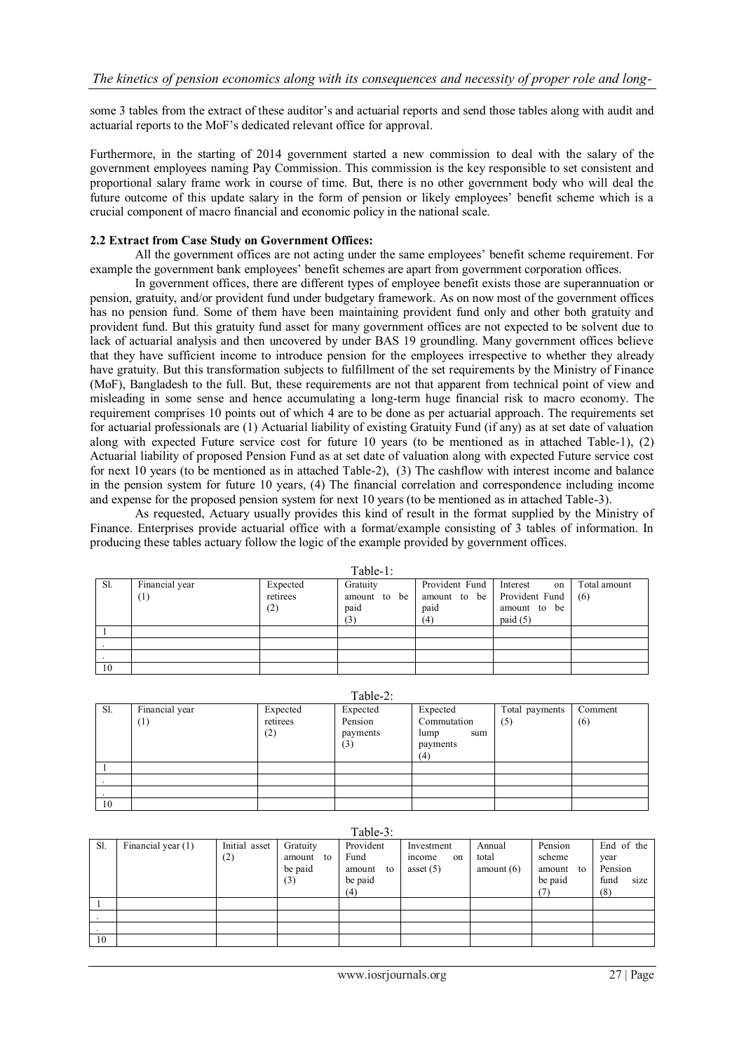some 3 tables from the extract of these auditor's and actuarial reports and send those tables along with audit and actuarial reports to the MoF's dedicated relevant office for approval.

Furthermore, in the starting of 2014 government started a new commission to deal with the salary of the government employees naming Pay Commission. This commission is the key responsible to set consistent and proportional salary frame work in course of time. But, there is no other government body who will deal the future outcome of this update salary in the form of pension or likely employees' benefit scheme which is a crucial component of macro financial and economic policy in the national scale.

### 2.2 Extract from Case Study on Government Offices:

All the government offices are not acting under the same employees' benefit scheme requirement. For example the government bank employees' benefit schemes are apart from government corporation offices.

In government offices, there are different types of employee benefit exists those are superannuation or pension, gratuity, and/or provident fund under budgetary framework. As on now most of the government offices has no pension fund. Some of them have been maintaining provident fund only and other both gratuity and provident fund. But this gratuity fund asset for many government offices are not expected to be solvent due to lack of actuarial analysis and then uncovered by under BAS 19 groundling. Many government offices believe that they have sufficient income to introduce pension for the employees irrespective to whether they already have gratuity. But this transformation subjects to fulfillment of the set requirements by the Ministry of Finance (MoF), Bangladesh to the full. But, these requirements are not that apparent from technical point of view and misleading in some sense and hence accumulating a long-term huge financial risk to macro economy. The requirement comprises 10 points out of which 4 are to be done as per actuarial approach. The requirements set for actuarial professionals are (1) Actuarial liability of existing Gratuity Fund (if any) as at set date of valuation along with expected Future service cost for future 10 years (to be mentioned as in attached Table-1), (2) Actuarial liability of proposed Pension Fund as at set date of valuation along with expected Future service cost for next 10 years (to be mentioned as in attached Table-2), (3) The cashflow with interest income and balance in the pension system for future 10 years, (4) The financial correlation and correspondence including income and expense for the proposed pension system for next 10 years (to be mentioned as in attached Table-3).

As requested, Actuary usually provides this kind of result in the format supplied by the Ministry of Finance. Enterprises provide actuarial office with a format/example consisting of 3 tables of information. In producing these tables actuary follow the logic of the example provided by government offices.

Table-1:

| Sl. | Financial year (1) | Expected retirees (2) | Gratuity amount to be paid (3) | Provident Fund amount to be paid (4) | Interest on Provident Fund amount to be paid (5) | Total amount (6) |
|---|---|---|---|---|---|---|
| 1 | | | | | | |
| . | | | | | | |
| . | | | | | | |
| 10 | | | | | | |

Table-2:

| Sl. | Financial year (1) | Expected retirees (2) | Expected Pension payments (3) | Expected Commutation lump sum payments (4) | Total payments (5) | Comment (6) |
|---|---|---|---|---|---|---|
| 1 | | | | | | |
| . | | | | | | |
| . | | | | | | |
| 10 | | | | | | |

Table-3:

| Sl. | Financial year (1) | Initial asset (2) | Gratuity amount to be paid (3) | Provident Fund amount to be paid (4) | Investment income on asset (5) | Annual total amount (6) | Pension scheme amount to be paid (7) | End of the year Pension fund size (8) |
|---|---|---|---|---|---|---|---|---|
| 1 | | | | | | | | |
| . | | | | | | | | |
| . | | | | | | | | |
| 10 | | | | | | | | |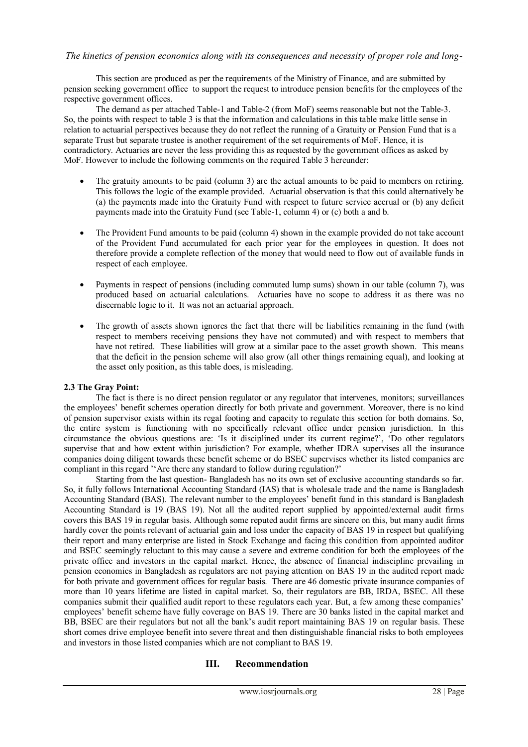This section are produced as per the requirements of the Ministry of Finance, and are submitted by pension seeking government office to support the request to introduce pension benefits for the employees of the respective government offices.

The demand as per attached Table-1 and Table-2 (from MoF) seems reasonable but not the Table-3. So, the points with respect to table 3 is that the information and calculations in this table make little sense in relation to actuarial perspectives because they do not reflect the running of a Gratuity or Pension Fund that is a separate Trust but separate trustee is another requirement of the set requirements of MoF. Hence, it is contradictory. Actuaries are never the less providing this as requested by the government offices as asked by MoF. However to include the following comments on the required Table 3 hereunder:

- The gratuity amounts to be paid (column 3) are the actual amounts to be paid to members on retiring. This follows the logic of the example provided. Actuarial observation is that this could alternatively be (a) the payments made into the Gratuity Fund with respect to future service accrual or (b) any deficit payments made into the Gratuity Fund (see Table-1, column 4) or (c) both a and b.
- The Provident Fund amounts to be paid (column 4) shown in the example provided do not take account of the Provident Fund accumulated for each prior year for the employees in question. It does not therefore provide a complete reflection of the money that would need to flow out of available funds in respect of each employee.
- Payments in respect of pensions (including commuted lump sums) shown in our table (column 7), was produced based on actuarial calculations. Actuaries have no scope to address it as there was no discernable logic to it. It was not an actuarial approach.
- The growth of assets shown ignores the fact that there will be liabilities remaining in the fund (with respect to members receiving pensions they have not commuted) and with respect to members that have not retired. These liabilities will grow at a similar pace to the asset growth shown. This means that the deficit in the pension scheme will also grow (all other things remaining equal), and looking at the asset only position, as this table does, is misleading.

### 2.3 The Gray Point:

The fact is there is no direct pension regulator or any regulator that intervenes, monitors; surveillances the employees' benefit schemes operation directly for both private and government. Moreover, there is no kind of pension supervisor exists within its regal footing and capacity to regulate this section for both domains. So, the entire system is functioning with no specifically relevant office under pension jurisdiction. In this circumstance the obvious questions are: 'Is it disciplined under its current regime?', 'Do other regulators supervise that and how extent within jurisdiction? For example, whether IDRA supervises all the insurance companies doing diligent towards these benefit scheme or do BSEC supervises whether its listed companies are compliant in this regard ''Are there any standard to follow during regulation?'

Starting from the last question- Bangladesh has no its own set of exclusive accounting standards so far. So, it fully follows International Accounting Standard (IAS) that is wholesale trade and the name is Bangladesh Accounting Standard (BAS). The relevant number to the employees' benefit fund in this standard is Bangladesh Accounting Standard is 19 (BAS 19). Not all the audited report supplied by appointed/external audit firms covers this BAS 19 in regular basis. Although some reputed audit firms are sincere on this, but many audit firms hardly cover the points relevant of actuarial gain and loss under the capacity of BAS 19 in respect but qualifying their report and many enterprise are listed in Stock Exchange and facing this condition from appointed auditor and BSEC seemingly reluctant to this may cause a severe and extreme condition for both the employees of the private office and investors in the capital market. Hence, the absence of financial indiscipline prevailing in pension economics in Bangladesh as regulators are not paying attention on BAS 19 in the audited report made for both private and government offices for regular basis. There are 46 domestic private insurance companies of more than 10 years lifetime are listed in capital market. So, their regulators are BB, IRDA, BSEC. All these companies submit their qualified audit report to these regulators each year. But, a few among these companies' employees' benefit scheme have fully coverage on BAS 19. There are 30 banks listed in the capital market and BB, BSEC are their regulators but not all the bank's audit report maintaining BAS 19 on regular basis. These short comes drive employee benefit into severe threat and then distinguishable financial risks to both employees and investors in those listed companies which are not compliant to BAS 19.

## III. Recommendation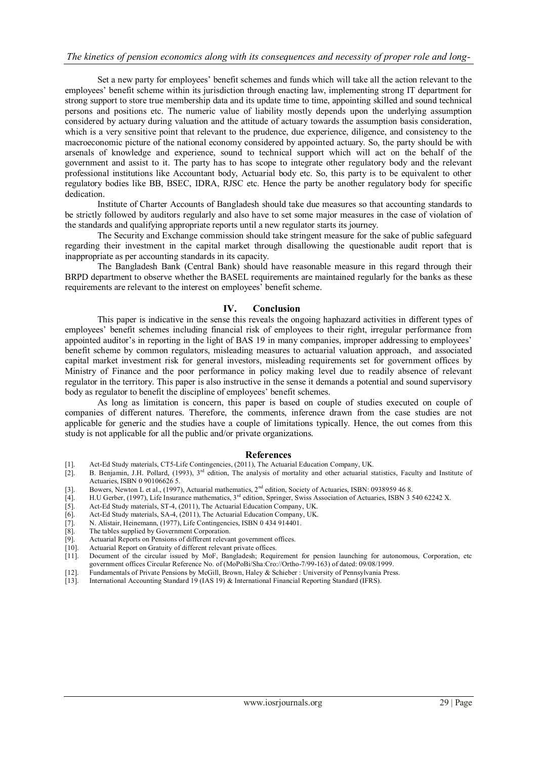Set a new party for employees' benefit schemes and funds which will take all the action relevant to the employees' benefit scheme within its jurisdiction through enacting law, implementing strong IT department for strong support to store true membership data and its update time to time, appointing skilled and sound technical persons and positions etc. The numeric value of liability mostly depends upon the underlying assumption considered by actuary during valuation and the attitude of actuary towards the assumption basis consideration, which is a very sensitive point that relevant to the prudence, due experience, diligence, and consistency to the macroeconomic picture of the national economy considered by appointed actuary. So, the party should be with arsenals of knowledge and experience, sound to technical support which will act on the behalf of the government and assist to it. The party has to has scope to integrate other regulatory body and the relevant professional institutions like Accountant body, Actuarial body etc. So, this party is to be equivalent to other regulatory bodies like BB, BSEC, IDRA, RJSC etc. Hence the party be another regulatory body for specific dedication.

Institute of Charter Accounts of Bangladesh should take due measures so that accounting standards to be strictly followed by auditors regularly and also have to set some major measures in the case of violation of the standards and qualifying appropriate reports until a new regulator starts its journey.

The Security and Exchange commission should take stringent measure for the sake of public safeguard regarding their investment in the capital market through disallowing the questionable audit report that is inappropriate as per accounting standards in its capacity.

The Bangladesh Bank (Central Bank) should have reasonable measure in this regard through their BRPD department to observe whether the BASEL requirements are maintained regularly for the banks as these requirements are relevant to the interest on employees' benefit scheme.

## IV. Conclusion

This paper is indicative in the sense this reveals the ongoing haphazard activities in different types of employees' benefit schemes including financial risk of employees to their right, irregular performance from appointed auditor's in reporting in the light of BAS 19 in many companies, improper addressing to employees' benefit scheme by common regulators, misleading measures to actuarial valuation approach, and associated capital market investment risk for general investors, misleading requirements set for government offices by Ministry of Finance and the poor performance in policy making level due to readily absence of relevant regulator in the territory. This paper is also instructive in the sense it demands a potential and sound supervisory body as regulator to benefit the discipline of employees' benefit schemes.

As long as limitation is concern, this paper is based on couple of studies executed on couple of companies of different natures. Therefore, the comments, inference drawn from the case studies are not applicable for generic and the studies have a couple of limitations typically. Hence, the out comes from this study is not applicable for all the public and/or private organizations.

## References

[1]. Act-Ed Study materials, CT5-Life Contingencies, (2011), The Actuarial Education Company, UK.
[2]. B. Benjamin, J.H. Pollard, (1993), 3rd edition, The analysis of mortality and other actuarial statistics, Faculty and Institute of Actuaries, ISBN 0 90106626 5.
[3]. Bowers, Newton L et al., (1997), Actuarial mathematics, 2nd edition, Society of Actuaries, ISBN: 0938959 46 8.
[4]. H.U Gerber, (1997), Life Insurance mathematics, 3rd edition, Springer, Swiss Association of Actuaries, ISBN 3 540 62242 X.
[5]. Act-Ed Study materials, ST-4, (2011), The Actuarial Education Company, UK.
[6]. Act-Ed Study materials, SA-4, (2011), The Actuarial Education Company, UK.
[7]. N. Alistair, Heinemann, (1977), Life Contingencies, ISBN 0 434 914401.
[8]. The tables supplied by Government Corporation.
[9]. Actuarial Reports on Pensions of different relevant government offices.
[10]. Actuarial Report on Gratuity of different relevant private offices.
[11]. Document of the circular issued by MoF, Bangladesh; Requirement for pension launching for autonomous, Corporation, etc government offices Circular Reference No. of (MoPoBi/Sha:Cro://Ortho-7/99-163) of dated: 09/08/1999.
[12]. Fundamentals of Private Pensions by McGill, Brown, Haley & Schieber : University of Pennsylvania Press.
[13]. International Accounting Standard 19 (IAS 19) & International Financial Reporting Standard (IFRS).